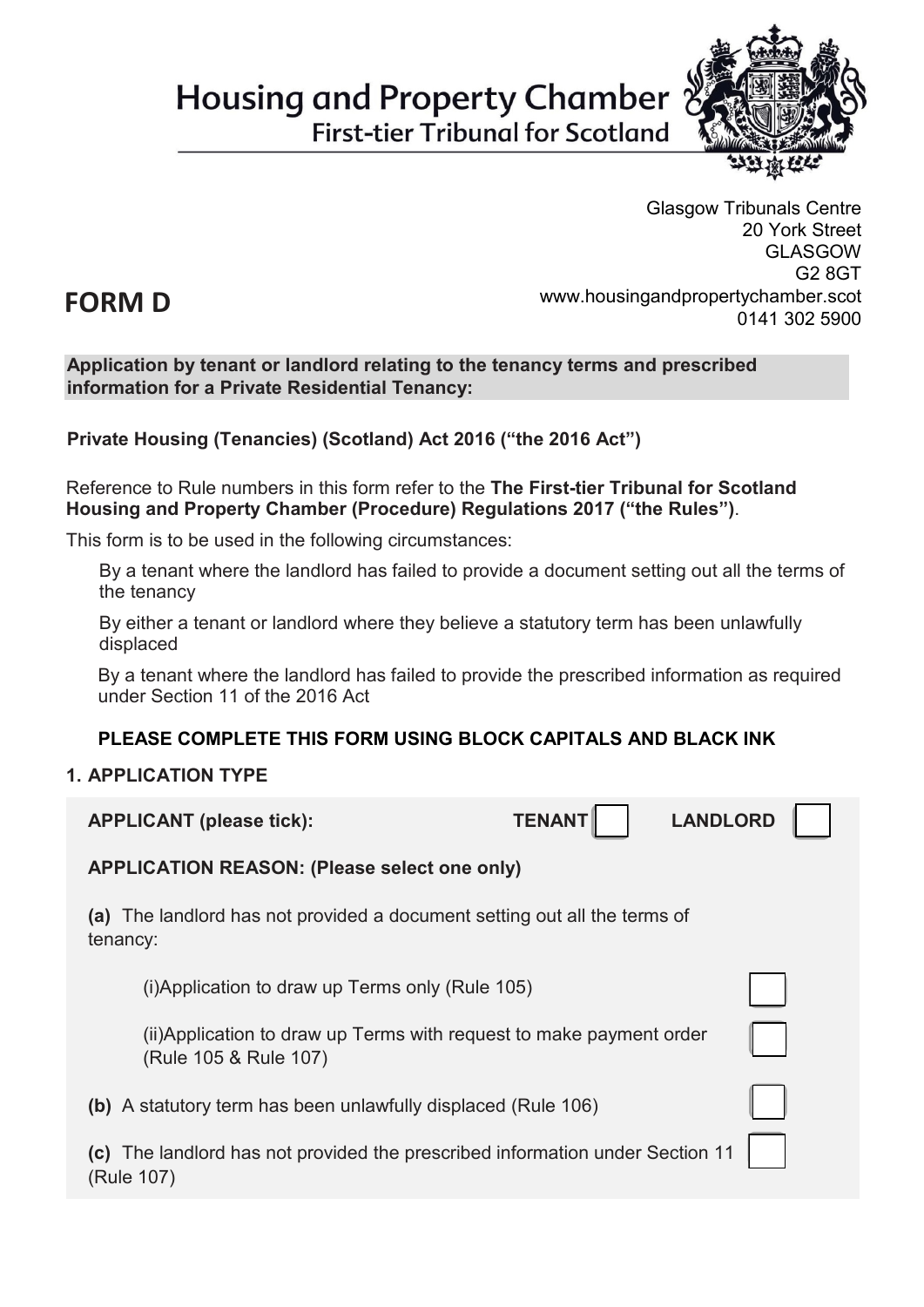# Housing and Property Chamber
## First-tier Tribunal for Scotland

Glasgow Tribunals Centre
20 York Street
GLASGOW
G2 8GT
www.housingandpropertychamber.scot
0141 302 5900

# FORM D

**Application by tenant or landlord relating to the tenancy terms and prescribed information for a Private Residential Tenancy:**

**Private Housing (Tenancies) (Scotland) Act 2016 ("the 2016 Act")**

Reference to Rule numbers in this form refer to the **The First-tier Tribunal for Scotland Housing and Property Chamber (Procedure) Regulations 2017 ("the Rules")**.

This form is to be used in the following circumstances:

- By a tenant where the landlord has failed to provide a document setting out all the terms of the tenancy
- By either a tenant or landlord where they believe a statutory term has been unlawfully displaced
- By a tenant where the landlord has failed to provide the prescribed information as required under Section 11 of the 2016 Act

**PLEASE COMPLETE THIS FORM USING BLOCK CAPITALS AND BLACK INK**

### 1. APPLICATION TYPE

**APPLICANT (please tick):** **TENANT** ☐ **LANDLORD** ☐

**APPLICATION REASON: (Please select one only)**

**(a)** The landlord has not provided a document setting out all the terms of tenancy:

(i)Application to draw up Terms only (Rule 105) ☐

(ii)Application to draw up Terms with request to make payment order (Rule 105 & Rule 107) ☐

**(b)** A statutory term has been unlawfully displaced (Rule 106) ☐

**(c)** The landlord has not provided the prescribed information under Section 11 (Rule 107) ☐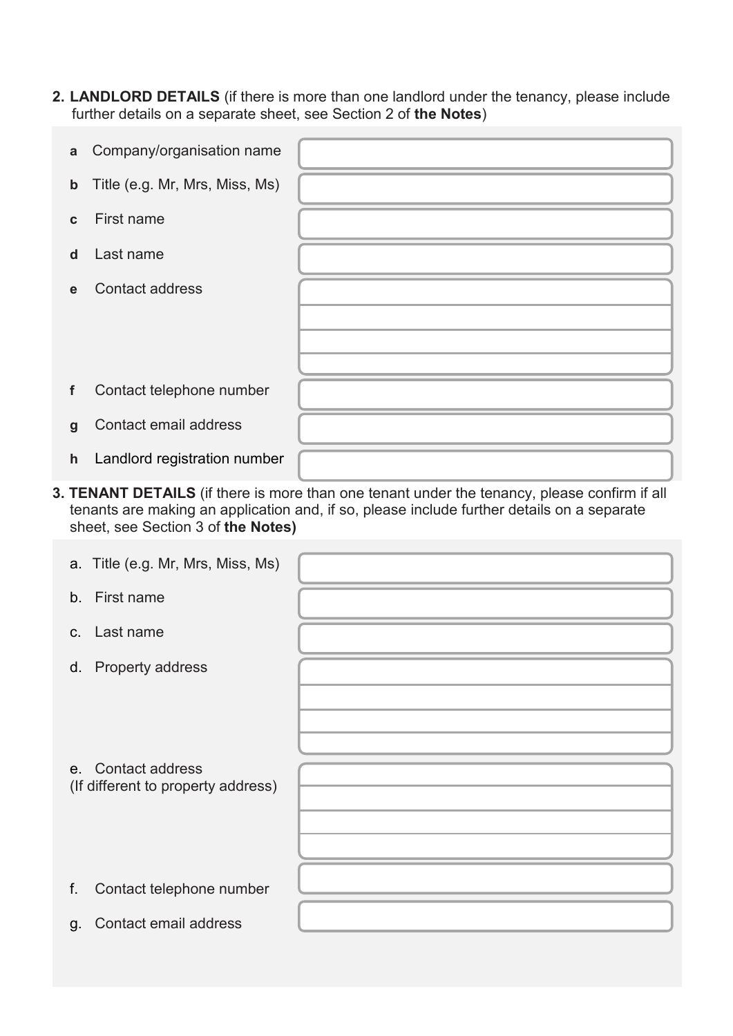**2. LANDLORD DETAILS** (if there is more than one landlord under the tenancy, please include further details on a separate sheet, see Section 2 of **the Notes**)

| | |
|---|---|
| **a** Company/organisation name | |
| **b** Title (e.g. Mr, Mrs, Miss, Ms) | |
| **c** First name | |
| **d** Last name | |
| **e** Contact address | |
| **f** Contact telephone number | |
| **g** Contact email address | |
| **h** Landlord registration number | |

**3. TENANT DETAILS** (if there is more than one tenant under the tenancy, please confirm if all tenants are making an application and, if so, please include further details on a separate sheet, see Section 3 of **the Notes)**

| | |
|---|---|
| a. Title (e.g. Mr, Mrs, Miss, Ms) | |
| b. First name | |
| c. Last name | |
| d. Property address | |
| e. Contact address (If different to property address) | |
| f. Contact telephone number | |
| g. Contact email address | |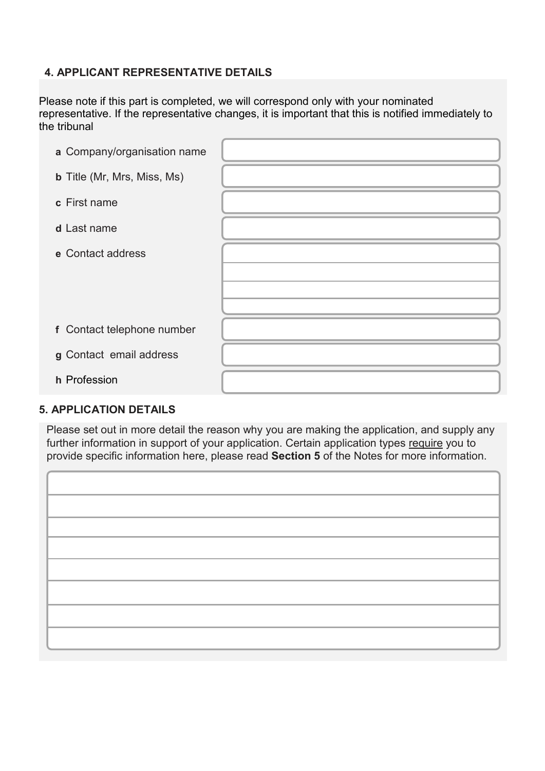## 4. APPLICANT REPRESENTATIVE DETAILS

Please note if this part is completed, we will correspond only with your nominated representative. If the representative changes, it is important that this is notified immediately to the tribunal

| | |
|---|---|
| **a** Company/organisation name | |
| **b** Title (Mr, Mrs, Miss, Ms) | |
| **c** First name | |
| **d** Last name | |
| **e** Contact address | |
| **f** Contact telephone number | |
| **g** Contact email address | |
| **h** Profession | |

## 5. APPLICATION DETAILS

Please set out in more detail the reason why you are making the application, and supply any further information in support of your application. Certain application types require you to provide specific information here, please read **Section 5** of the Notes for more information.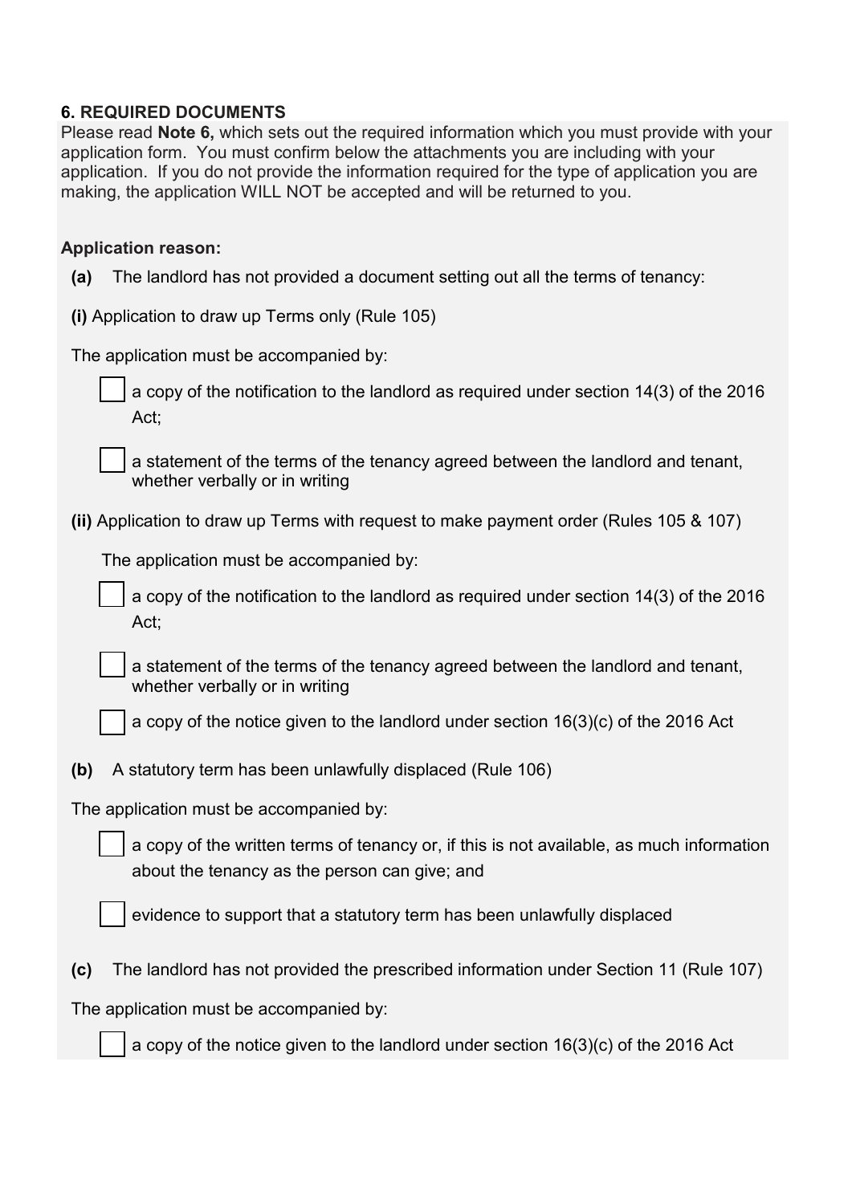### 6. REQUIRED DOCUMENTS

Please read **Note 6,** which sets out the required information which you must provide with your application form. You must confirm below the attachments you are including with your application. If you do not provide the information required for the type of application you are making, the application WILL NOT be accepted and will be returned to you.

**Application reason:**

**(a)** The landlord has not provided a document setting out all the terms of tenancy:

**(i)** Application to draw up Terms only (Rule 105)

The application must be accompanied by:

- [ ] a copy of the notification to the landlord as required under section 14(3) of the 2016 Act;
- [ ] a statement of the terms of the tenancy agreed between the landlord and tenant, whether verbally or in writing

**(ii)** Application to draw up Terms with request to make payment order (Rules 105 & 107)

The application must be accompanied by:

- [ ] a copy of the notification to the landlord as required under section 14(3) of the 2016 Act;
- [ ] a statement of the terms of the tenancy agreed between the landlord and tenant, whether verbally or in writing
- [ ] a copy of the notice given to the landlord under section 16(3)(c) of the 2016 Act

**(b)** A statutory term has been unlawfully displaced (Rule 106)

The application must be accompanied by:

- [ ] a copy of the written terms of tenancy or, if this is not available, as much information about the tenancy as the person can give; and
- [ ] evidence to support that a statutory term has been unlawfully displaced

**(c)** The landlord has not provided the prescribed information under Section 11 (Rule 107)

The application must be accompanied by:

- [ ] a copy of the notice given to the landlord under section 16(3)(c) of the 2016 Act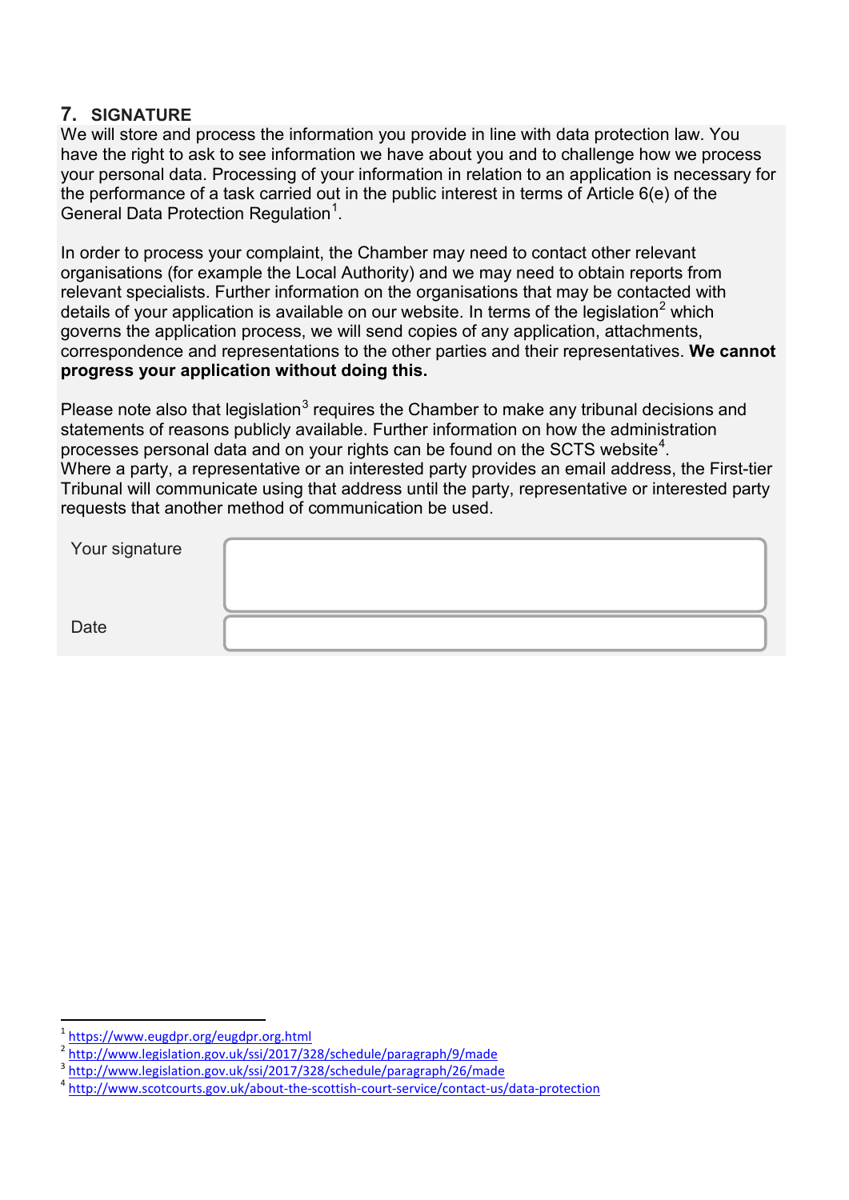## 7. SIGNATURE

We will store and process the information you provide in line with data protection law. You have the right to ask to see information we have about you and to challenge how we process your personal data. Processing of your information in relation to an application is necessary for the performance of a task carried out in the public interest in terms of Article 6(e) of the General Data Protection Regulation[1].

In order to process your complaint, the Chamber may need to contact other relevant organisations (for example the Local Authority) and we may need to obtain reports from relevant specialists. Further information on the organisations that may be contacted with details of your application is available on our website. In terms of the legislation[2] which governs the application process, we will send copies of any application, attachments, correspondence and representations to the other parties and their representatives. **We cannot progress your application without doing this.**

Please note also that legislation[3] requires the Chamber to make any tribunal decisions and statements of reasons publicly available. Further information on how the administration processes personal data and on your rights can be found on the SCTS website[4].
Where a party, a representative or an interested party provides an email address, the First-tier Tribunal will communicate using that address until the party, representative or interested party requests that another method of communication be used.

| | |
|---|---|
| Your signature | |
| Date | |

---

[1] https://www.eugdpr.org/eugdpr.org.html
[2] http://www.legislation.gov.uk/ssi/2017/328/schedule/paragraph/9/made
[3] http://www.legislation.gov.uk/ssi/2017/328/schedule/paragraph/26/made
[4] http://www.scotcourts.gov.uk/about-the-scottish-court-service/contact-us/data-protection